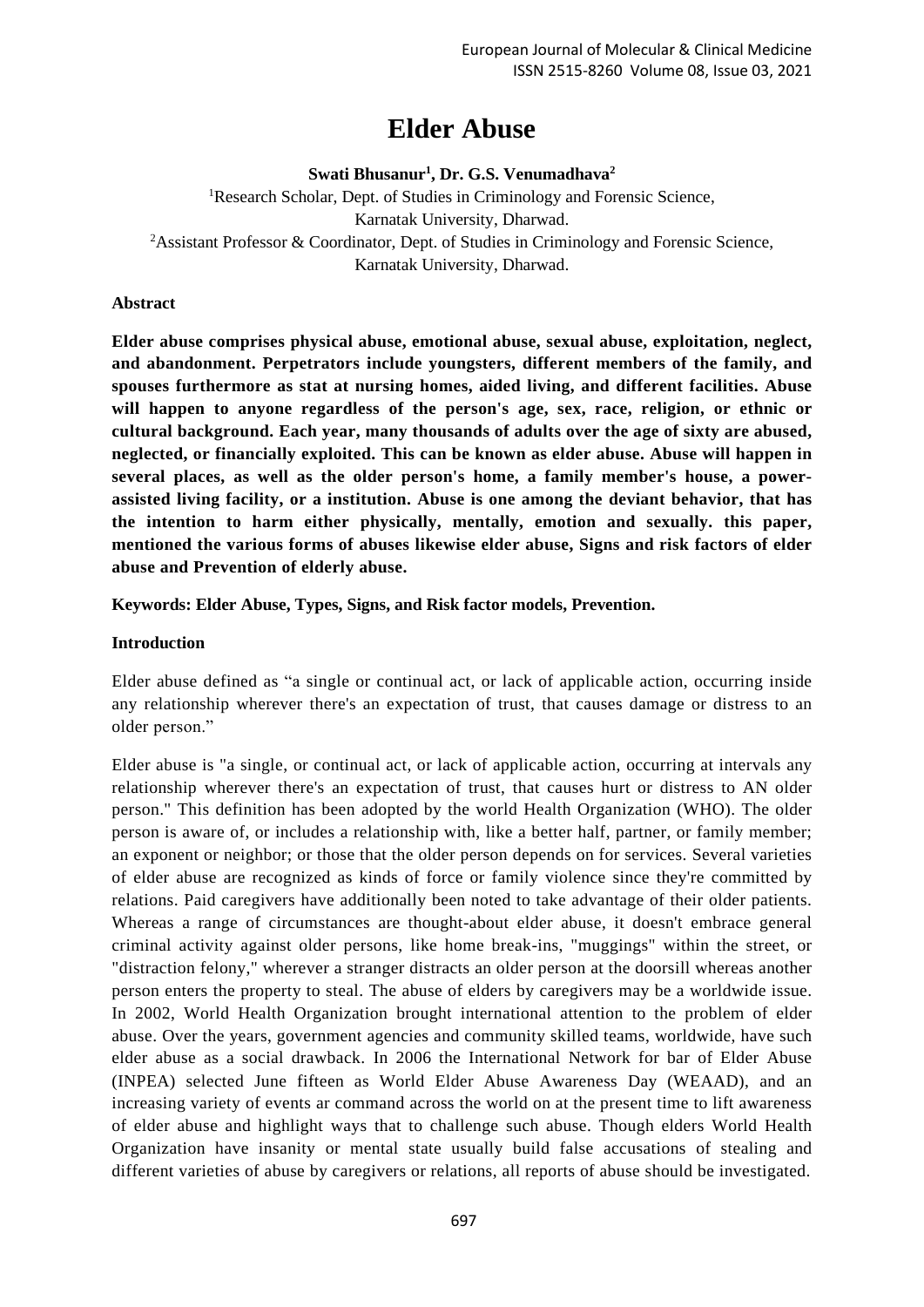# Elder Abuse

**Swati Bhusanur[1], Dr. G.S. Venumadhava[2]**

[1]Research Scholar, Dept. of Studies in Criminology and Forensic Science, Karnatak University, Dharwad.

[2]Assistant Professor & Coordinator, Dept. of Studies in Criminology and Forensic Science, Karnatak University, Dharwad.

**Abstract**

**Elder abuse comprises physical abuse, emotional abuse, sexual abuse, exploitation, neglect, and abandonment. Perpetrators include youngsters, different members of the family, and spouses furthermore as stat at nursing homes, aided living, and different facilities. Abuse will happen to anyone regardless of the person's age, sex, race, religion, or ethnic or cultural background. Each year, many thousands of adults over the age of sixty are abused, neglected, or financially exploited. This can be known as elder abuse. Abuse will happen in several places, as well as the older person's home, a family member's house, a power-assisted living facility, or a institution. Abuse is one among the deviant behavior, that has the intention to harm either physically, mentally, emotion and sexually. this paper, mentioned the various forms of abuses likewise elder abuse, Signs and risk factors of elder abuse and Prevention of elderly abuse.**

**Keywords: Elder Abuse, Types, Signs, and Risk factor models, Prevention.**

**Introduction**

Elder abuse defined as "a single or continual act, or lack of applicable action, occurring inside any relationship wherever there's an expectation of trust, that causes damage or distress to an older person."

Elder abuse is "a single, or continual act, or lack of applicable action, occurring at intervals any relationship wherever there's an expectation of trust, that causes hurt or distress to AN older person." This definition has been adopted by the world Health Organization (WHO). The older person is aware of, or includes a relationship with, like a better half, partner, or family member; an exponent or neighbor; or those that the older person depends on for services. Several varieties of elder abuse are recognized as kinds of force or family violence since they're committed by relations. Paid caregivers have additionally been noted to take advantage of their older patients. Whereas a range of circumstances are thought-about elder abuse, it doesn't embrace general criminal activity against older persons, like home break-ins, "muggings" within the street, or "distraction felony," wherever a stranger distracts an older person at the doorsill whereas another person enters the property to steal. The abuse of elders by caregivers may be a worldwide issue. In 2002, World Health Organization brought international attention to the problem of elder abuse. Over the years, government agencies and community skilled teams, worldwide, have such elder abuse as a social drawback. In 2006 the International Network for bar of Elder Abuse (INPEA) selected June fifteen as World Elder Abuse Awareness Day (WEAAD), and an increasing variety of events ar command across the world on at the present time to lift awareness of elder abuse and highlight ways that to challenge such abuse. Though elders World Health Organization have insanity or mental state usually build false accusations of stealing and different varieties of abuse by caregivers or relations, all reports of abuse should be investigated.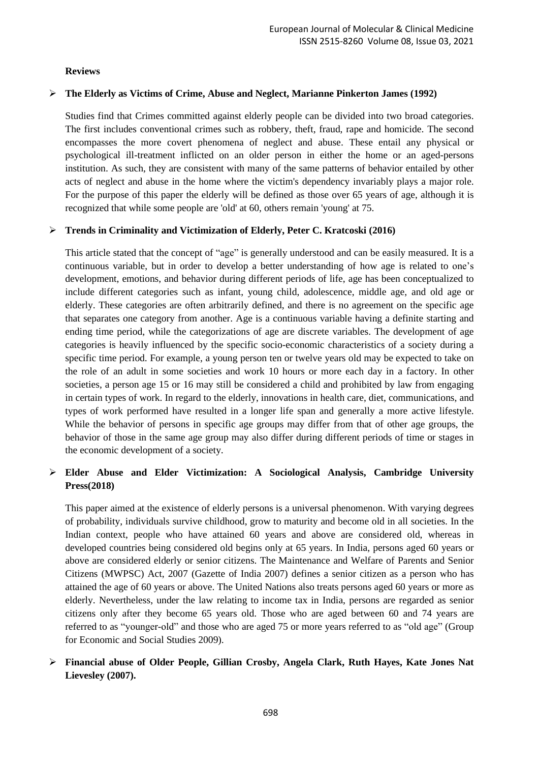**Reviews**

- **The Elderly as Victims of Crime, Abuse and Neglect, Marianne Pinkerton James (1992)**

  Studies find that Crimes committed against elderly people can be divided into two broad categories. The first includes conventional crimes such as robbery, theft, fraud, rape and homicide. The second encompasses the more covert phenomena of neglect and abuse. These entail any physical or psychological ill-treatment inflicted on an older person in either the home or an aged-persons institution. As such, they are consistent with many of the same patterns of behavior entailed by other acts of neglect and abuse in the home where the victim's dependency invariably plays a major role. For the purpose of this paper the elderly will be defined as those over 65 years of age, although it is recognized that while some people are 'old' at 60, others remain 'young' at 75.

- **Trends in Criminality and Victimization of Elderly, Peter C. Kratcoski (2016)**

  This article stated that the concept of "age" is generally understood and can be easily measured. It is a continuous variable, but in order to develop a better understanding of how age is related to one's development, emotions, and behavior during different periods of life, age has been conceptualized to include different categories such as infant, young child, adolescence, middle age, and old age or elderly. These categories are often arbitrarily defined, and there is no agreement on the specific age that separates one category from another. Age is a continuous variable having a definite starting and ending time period, while the categorizations of age are discrete variables. The development of age categories is heavily influenced by the specific socio-economic characteristics of a society during a specific time period. For example, a young person ten or twelve years old may be expected to take on the role of an adult in some societies and work 10 hours or more each day in a factory. In other societies, a person age 15 or 16 may still be considered a child and prohibited by law from engaging in certain types of work. In regard to the elderly, innovations in health care, diet, communications, and types of work performed have resulted in a longer life span and generally a more active lifestyle. While the behavior of persons in specific age groups may differ from that of other age groups, the behavior of those in the same age group may also differ during different periods of time or stages in the economic development of a society.

- **Elder Abuse and Elder Victimization: A Sociological Analysis, Cambridge University Press(2018)**

  This paper aimed at the existence of elderly persons is a universal phenomenon. With varying degrees of probability, individuals survive childhood, grow to maturity and become old in all societies. In the Indian context, people who have attained 60 years and above are considered old, whereas in developed countries being considered old begins only at 65 years. In India, persons aged 60 years or above are considered elderly or senior citizens. The Maintenance and Welfare of Parents and Senior Citizens (MWPSC) Act, 2007 (Gazette of India 2007) defines a senior citizen as a person who has attained the age of 60 years or above. The United Nations also treats persons aged 60 years or more as elderly. Nevertheless, under the law relating to income tax in India, persons are regarded as senior citizens only after they become 65 years old. Those who are aged between 60 and 74 years are referred to as "younger-old" and those who are aged 75 or more years referred to as "old age" (Group for Economic and Social Studies 2009).

- **Financial abuse of Older People, Gillian Crosby, Angela Clark, Ruth Hayes, Kate Jones Nat Lievesley (2007).**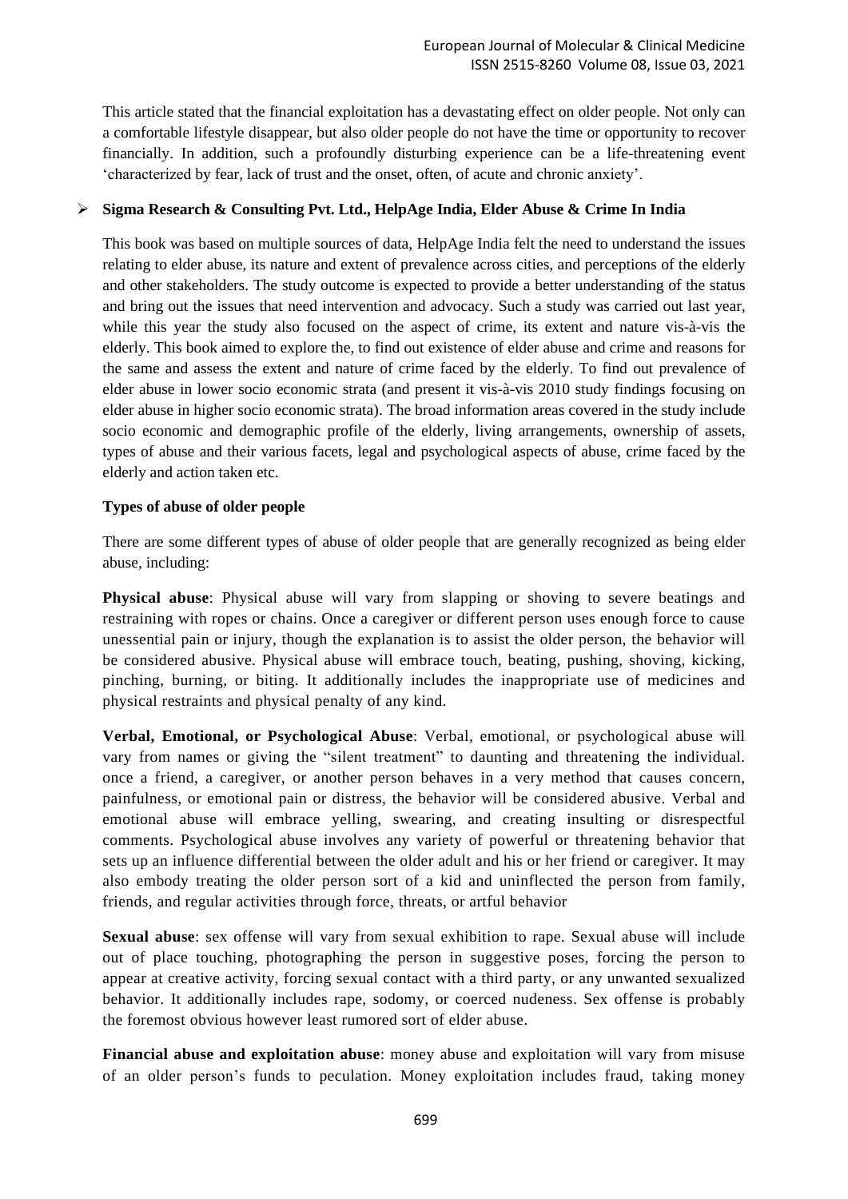This article stated that the financial exploitation has a devastating effect on older people. Not only can a comfortable lifestyle disappear, but also older people do not have the time or opportunity to recover financially. In addition, such a profoundly disturbing experience can be a life-threatening event 'characterized by fear, lack of trust and the onset, often, of acute and chronic anxiety'.

- **Sigma Research & Consulting Pvt. Ltd., HelpAge India, Elder Abuse & Crime In India**

This book was based on multiple sources of data, HelpAge India felt the need to understand the issues relating to elder abuse, its nature and extent of prevalence across cities, and perceptions of the elderly and other stakeholders. The study outcome is expected to provide a better understanding of the status and bring out the issues that need intervention and advocacy. Such a study was carried out last year, while this year the study also focused on the aspect of crime, its extent and nature vis-à-vis the elderly. This book aimed to explore the, to find out existence of elder abuse and crime and reasons for the same and assess the extent and nature of crime faced by the elderly. To find out prevalence of elder abuse in lower socio economic strata (and present it vis-à-vis 2010 study findings focusing on elder abuse in higher socio economic strata). The broad information areas covered in the study include socio economic and demographic profile of the elderly, living arrangements, ownership of assets, types of abuse and their various facets, legal and psychological aspects of abuse, crime faced by the elderly and action taken etc.

**Types of abuse of older people**

There are some different types of abuse of older people that are generally recognized as being elder abuse, including:

**Physical abuse**: Physical abuse will vary from slapping or shoving to severe beatings and restraining with ropes or chains. Once a caregiver or different person uses enough force to cause unessential pain or injury, though the explanation is to assist the older person, the behavior will be considered abusive. Physical abuse will embrace touch, beating, pushing, shoving, kicking, pinching, burning, or biting. It additionally includes the inappropriate use of medicines and physical restraints and physical penalty of any kind.

**Verbal, Emotional, or Psychological Abuse**: Verbal, emotional, or psychological abuse will vary from names or giving the "silent treatment" to daunting and threatening the individual. once a friend, a caregiver, or another person behaves in a very method that causes concern, painfulness, or emotional pain or distress, the behavior will be considered abusive. Verbal and emotional abuse will embrace yelling, swearing, and creating insulting or disrespectful comments. Psychological abuse involves any variety of powerful or threatening behavior that sets up an influence differential between the older adult and his or her friend or caregiver. It may also embody treating the older person sort of a kid and uninflected the person from family, friends, and regular activities through force, threats, or artful behavior

**Sexual abuse**: sex offense will vary from sexual exhibition to rape. Sexual abuse will include out of place touching, photographing the person in suggestive poses, forcing the person to appear at creative activity, forcing sexual contact with a third party, or any unwanted sexualized behavior. It additionally includes rape, sodomy, or coerced nudeness. Sex offense is probably the foremost obvious however least rumored sort of elder abuse.

**Financial abuse and exploitation abuse**: money abuse and exploitation will vary from misuse of an older person's funds to peculation. Money exploitation includes fraud, taking money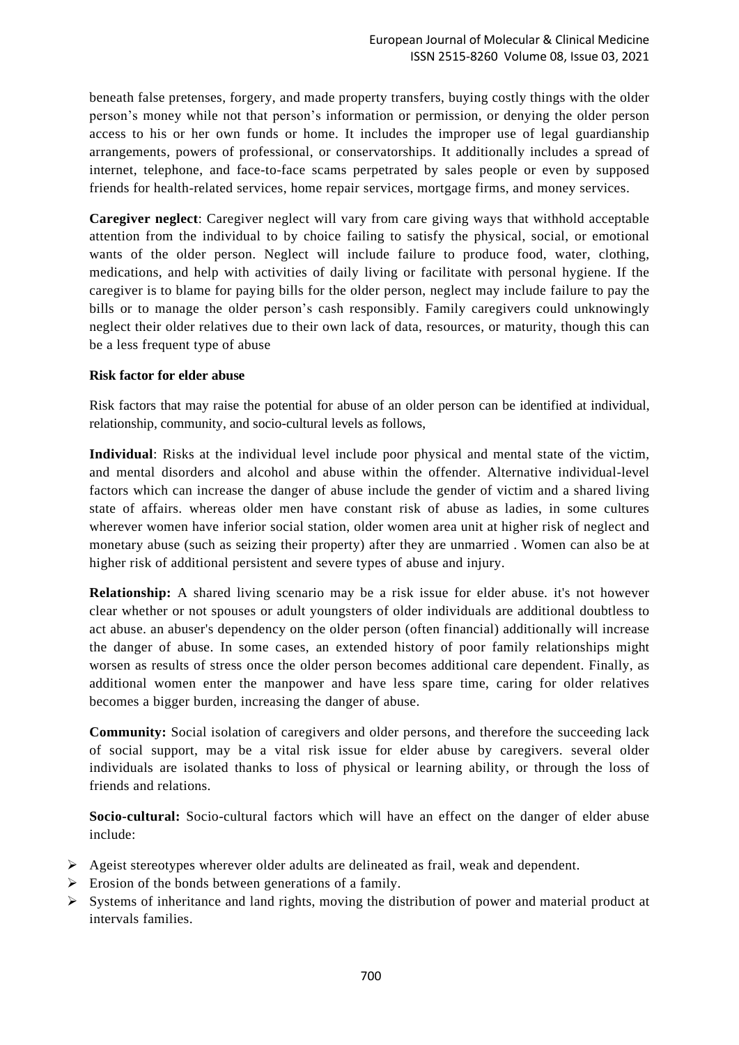beneath false pretenses, forgery, and made property transfers, buying costly things with the older person's money while not that person's information or permission, or denying the older person access to his or her own funds or home. It includes the improper use of legal guardianship arrangements, powers of professional, or conservatorships. It additionally includes a spread of internet, telephone, and face-to-face scams perpetrated by sales people or even by supposed friends for health-related services, home repair services, mortgage firms, and money services.

**Caregiver neglect**: Caregiver neglect will vary from care giving ways that withhold acceptable attention from the individual to by choice failing to satisfy the physical, social, or emotional wants of the older person. Neglect will include failure to produce food, water, clothing, medications, and help with activities of daily living or facilitate with personal hygiene. If the caregiver is to blame for paying bills for the older person, neglect may include failure to pay the bills or to manage the older person's cash responsibly. Family caregivers could unknowingly neglect their older relatives due to their own lack of data, resources, or maturity, though this can be a less frequent type of abuse

**Risk factor for elder abuse**

Risk factors that may raise the potential for abuse of an older person can be identified at individual, relationship, community, and socio-cultural levels as follows,

**Individual**: Risks at the individual level include poor physical and mental state of the victim, and mental disorders and alcohol and abuse within the offender. Alternative individual-level factors which can increase the danger of abuse include the gender of victim and a shared living state of affairs. whereas older men have constant risk of abuse as ladies, in some cultures wherever women have inferior social station, older women area unit at higher risk of neglect and monetary abuse (such as seizing their property) after they are unmarried . Women can also be at higher risk of additional persistent and severe types of abuse and injury.

**Relationship:** A shared living scenario may be a risk issue for elder abuse. it's not however clear whether or not spouses or adult youngsters of older individuals are additional doubtless to act abuse. an abuser's dependency on the older person (often financial) additionally will increase the danger of abuse. In some cases, an extended history of poor family relationships might worsen as results of stress once the older person becomes additional care dependent. Finally, as additional women enter the manpower and have less spare time, caring for older relatives becomes a bigger burden, increasing the danger of abuse.

**Community:** Social isolation of caregivers and older persons, and therefore the succeeding lack of social support, may be a vital risk issue for elder abuse by caregivers. several older individuals are isolated thanks to loss of physical or learning ability, or through the loss of friends and relations.

**Socio-cultural:** Socio-cultural factors which will have an effect on the danger of elder abuse include:

- Ageist stereotypes wherever older adults are delineated as frail, weak and dependent.
- Erosion of the bonds between generations of a family.
- Systems of inheritance and land rights, moving the distribution of power and material product at intervals families.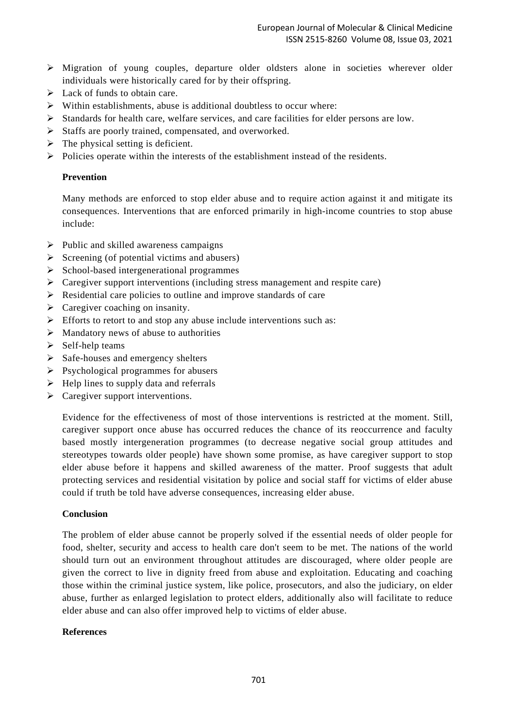- Migration of young couples, departure older oldsters alone in societies wherever older individuals were historically cared for by their offspring.
- Lack of funds to obtain care.
- Within establishments, abuse is additional doubtless to occur where:
- Standards for health care, welfare services, and care facilities for elder persons are low.
- Staffs are poorly trained, compensated, and overworked.
- The physical setting is deficient.
- Policies operate within the interests of the establishment instead of the residents.

**Prevention**

Many methods are enforced to stop elder abuse and to require action against it and mitigate its consequences. Interventions that are enforced primarily in high-income countries to stop abuse include:

- Public and skilled awareness campaigns
- Screening (of potential victims and abusers)
- School-based intergenerational programmes
- Caregiver support interventions (including stress management and respite care)
- Residential care policies to outline and improve standards of care
- Caregiver coaching on insanity.
- Efforts to retort to and stop any abuse include interventions such as:
- Mandatory news of abuse to authorities
- Self-help teams
- Safe-houses and emergency shelters
- Psychological programmes for abusers
- Help lines to supply data and referrals
- Caregiver support interventions.

Evidence for the effectiveness of most of those interventions is restricted at the moment. Still, caregiver support once abuse has occurred reduces the chance of its reoccurrence and faculty based mostly intergeneration programmes (to decrease negative social group attitudes and stereotypes towards older people) have shown some promise, as have caregiver support to stop elder abuse before it happens and skilled awareness of the matter. Proof suggests that adult protecting services and residential visitation by police and social staff for victims of elder abuse could if truth be told have adverse consequences, increasing elder abuse.

**Conclusion**

The problem of elder abuse cannot be properly solved if the essential needs of older people for food, shelter, security and access to health care don't seem to be met. The nations of the world should turn out an environment throughout attitudes are discouraged, where older people are given the correct to live in dignity freed from abuse and exploitation. Educating and coaching those within the criminal justice system, like police, prosecutors, and also the judiciary, on elder abuse, further as enlarged legislation to protect elders, additionally also will facilitate to reduce elder abuse and can also offer improved help to victims of elder abuse.

**References**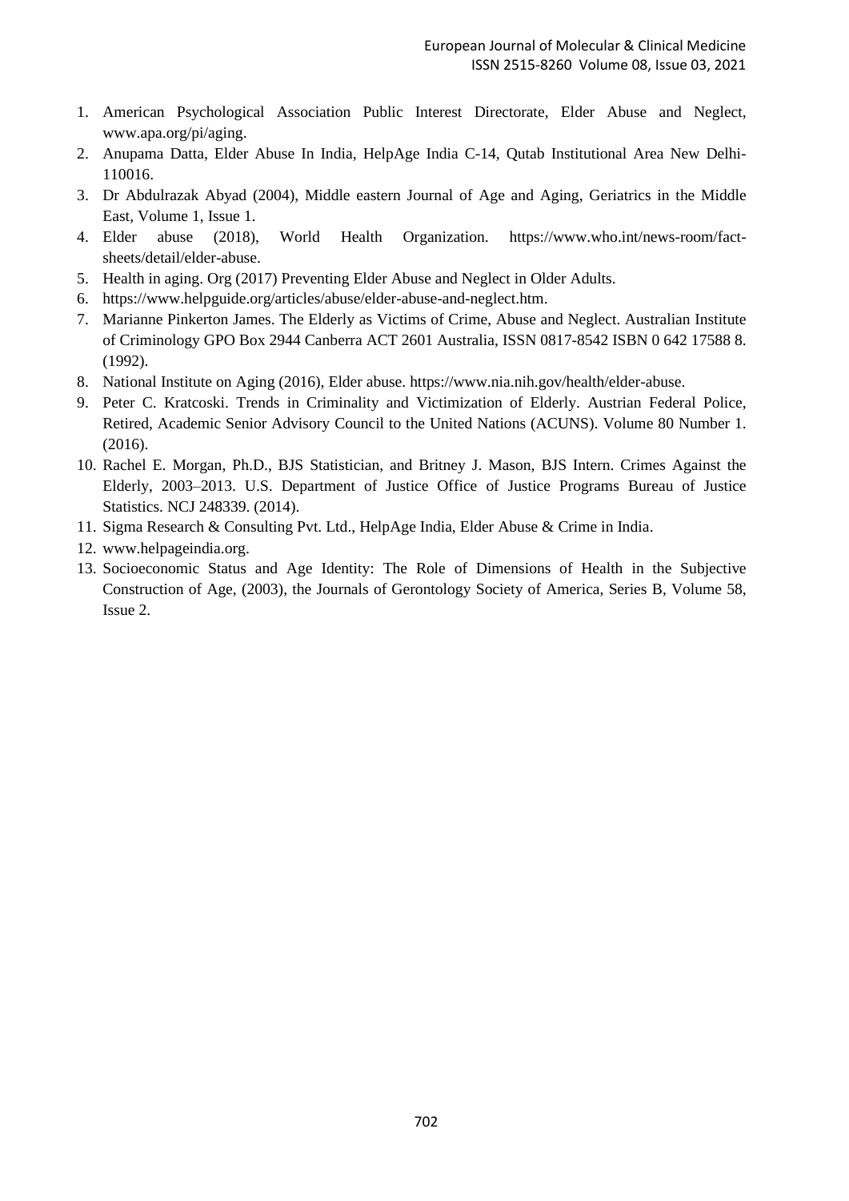1. American Psychological Association Public Interest Directorate, Elder Abuse and Neglect, www.apa.org/pi/aging.
2. Anupama Datta, Elder Abuse In India, HelpAge India C-14, Qutab Institutional Area New Delhi-110016.
3. Dr Abdulrazak Abyad (2004), Middle eastern Journal of Age and Aging, Geriatrics in the Middle East, Volume 1, Issue 1.
4. Elder abuse (2018), World Health Organization. https://www.who.int/news-room/fact-sheets/detail/elder-abuse.
5. Health in aging. Org (2017) Preventing Elder Abuse and Neglect in Older Adults.
6. https://www.helpguide.org/articles/abuse/elder-abuse-and-neglect.htm.
7. Marianne Pinkerton James. The Elderly as Victims of Crime, Abuse and Neglect. Australian Institute of Criminology GPO Box 2944 Canberra ACT 2601 Australia, ISSN 0817-8542 ISBN 0 642 17588 8. (1992).
8. National Institute on Aging (2016), Elder abuse. https://www.nia.nih.gov/health/elder-abuse.
9. Peter C. Kratcoski. Trends in Criminality and Victimization of Elderly. Austrian Federal Police, Retired, Academic Senior Advisory Council to the United Nations (ACUNS). Volume 80 Number 1. (2016).
10. Rachel E. Morgan, Ph.D., BJS Statistician, and Britney J. Mason, BJS Intern. Crimes Against the Elderly, 2003–2013. U.S. Department of Justice Office of Justice Programs Bureau of Justice Statistics. NCJ 248339. (2014).
11. Sigma Research & Consulting Pvt. Ltd., HelpAge India, Elder Abuse & Crime in India.
12. www.helpageindia.org.
13. Socioeconomic Status and Age Identity: The Role of Dimensions of Health in the Subjective Construction of Age, (2003), the Journals of Gerontology Society of America, Series B, Volume 58, Issue 2.